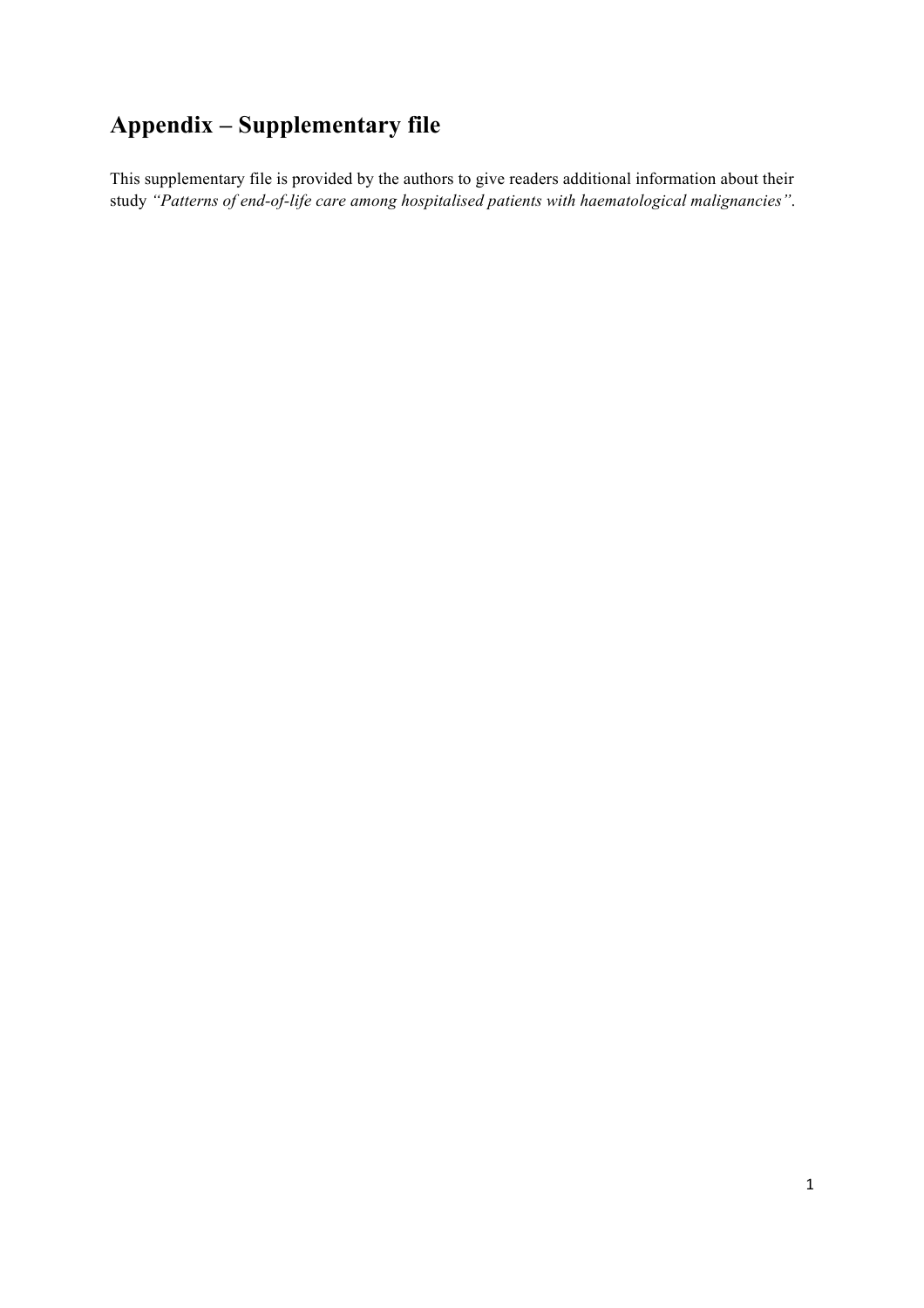# Appendix – Supplementary file

This supplementary file is provided by the authors to give readers additional information about their study *"Patterns of end-of-life care among hospitalised patients with haematological malignancies"*.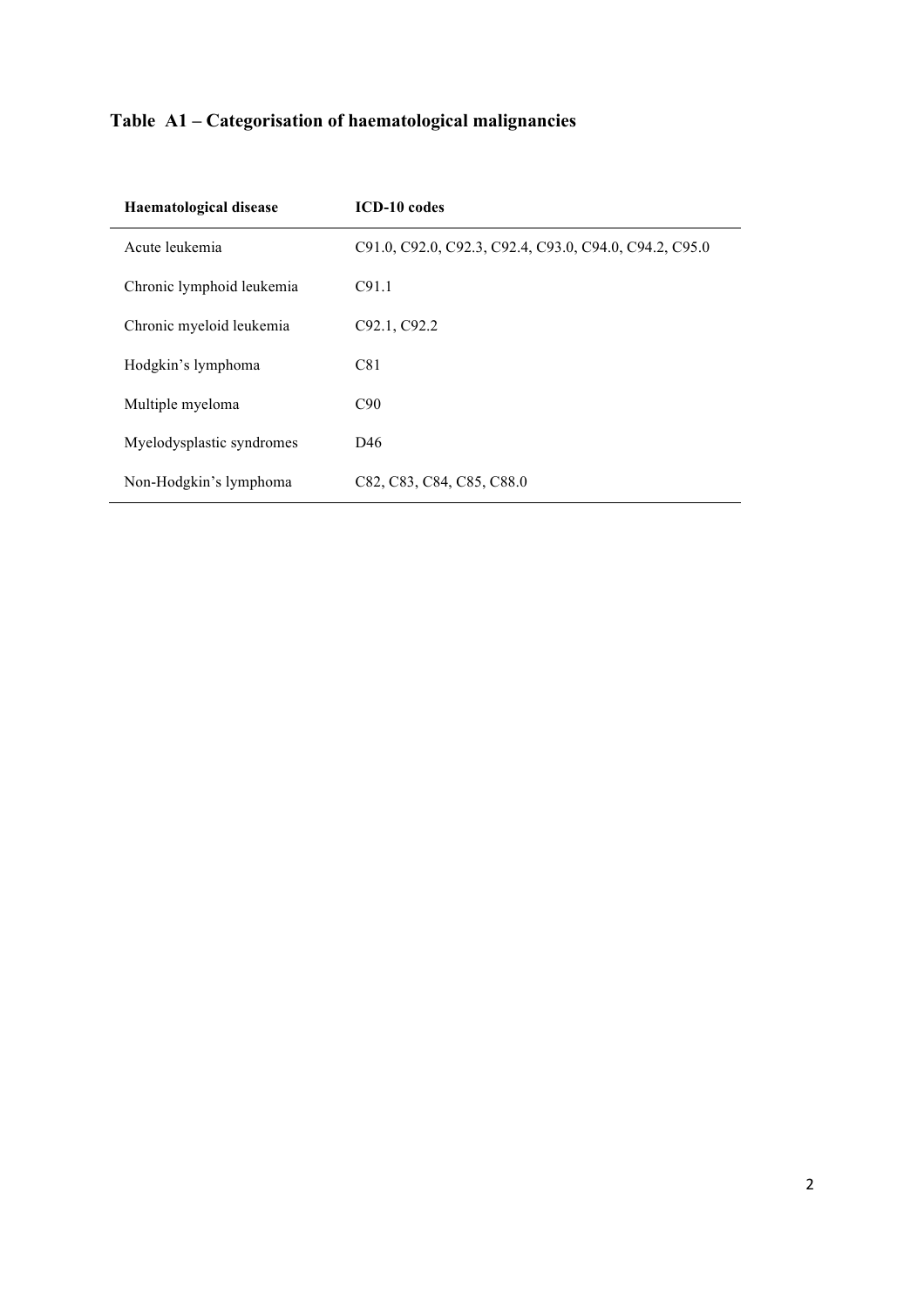**Table A1 – Categorisation of haematological malignancies**

| Haematological disease | ICD-10 codes |
|---|---|
| Acute leukemia | C91.0, C92.0, C92.3, C92.4, C93.0, C94.0, C94.2, C95.0 |
| Chronic lymphoid leukemia | C91.1 |
| Chronic myeloid leukemia | C92.1, C92.2 |
| Hodgkin's lymphoma | C81 |
| Multiple myeloma | C90 |
| Myelodysplastic syndromes | D46 |
| Non-Hodgkin's lymphoma | C82, C83, C84, C85, C88.0 |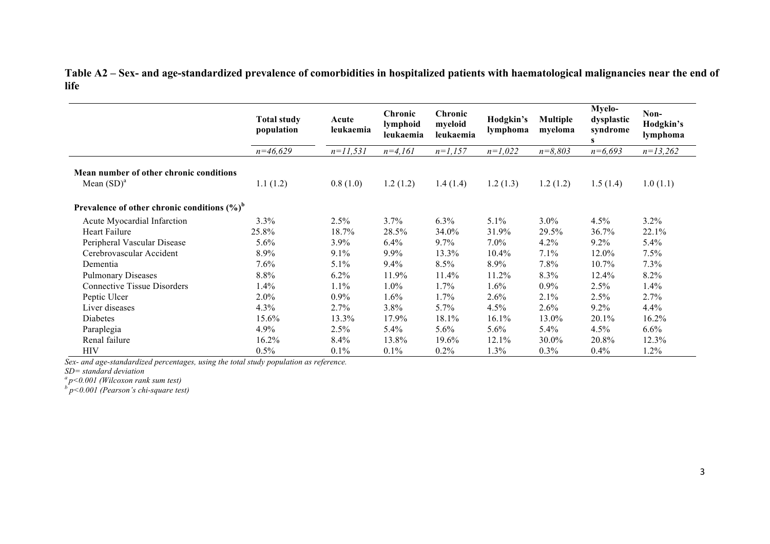**Table A2 – Sex- and age-standardized prevalence of comorbidities in hospitalized patients with haematological malignancies near the end of life**

| | Total study population | Acute leukaemia | Chronic lymphoid leukaemia | Chronic myeloid leukaemia | Hodgkin's lymphoma | Multiple myeloma | Myelo-dysplastic syndromes | Non-Hodgkin's lymphoma |
|---|---|---|---|---|---|---|---|---|
| | *n=46,629* | *n=11,531* | *n=4,161* | *n=1,157* | *n=1,022* | *n=8,803* | *n=6,693* | *n=13,262* |
| **Mean number of other chronic conditions** | | | | | | | | |
| Mean (SD)[a] | 1.1 (1.2) | 0.8 (1.0) | 1.2 (1.2) | 1.4 (1.4) | 1.2 (1.3) | 1.2 (1.2) | 1.5 (1.4) | 1.0 (1.1) |
| **Prevalence of other chronic conditions (%)[b]** | | | | | | | | |
| Acute Myocardial Infarction | 3.3% | 2.5% | 3.7% | 6.3% | 5.1% | 3.0% | 4.5% | 3.2% |
| Heart Failure | 25.8% | 18.7% | 28.5% | 34.0% | 31.9% | 29.5% | 36.7% | 22.1% |
| Peripheral Vascular Disease | 5.6% | 3.9% | 6.4% | 9.7% | 7.0% | 4.2% | 9.2% | 5.4% |
| Cerebrovascular Accident | 8.9% | 9.1% | 9.9% | 13.3% | 10.4% | 7.1% | 12.0% | 7.5% |
| Dementia | 7.6% | 5.1% | 9.4% | 8.5% | 8.9% | 7.8% | 10.7% | 7.3% |
| Pulmonary Diseases | 8.8% | 6.2% | 11.9% | 11.4% | 11.2% | 8.3% | 12.4% | 8.2% |
| Connective Tissue Disorders | 1.4% | 1.1% | 1.0% | 1.7% | 1.6% | 0.9% | 2.5% | 1.4% |
| Peptic Ulcer | 2.0% | 0.9% | 1.6% | 1.7% | 2.6% | 2.1% | 2.5% | 2.7% |
| Liver diseases | 4.3% | 2.7% | 3.8% | 5.7% | 4.5% | 2.6% | 9.2% | 4.4% |
| Diabetes | 15.6% | 13.3% | 17.9% | 18.1% | 16.1% | 13.0% | 20.1% | 16.2% |
| Paraplegia | 4.9% | 2.5% | 5.4% | 5.6% | 5.6% | 5.4% | 4.5% | 6.6% |
| Renal failure | 16.2% | 8.4% | 13.8% | 19.6% | 12.1% | 30.0% | 20.8% | 12.3% |
| HIV | 0.5% | 0.1% | 0.1% | 0.2% | 1.3% | 0.3% | 0.4% | 1.2% |

*Sex- and age-standardized percentages, using the total study population as reference.*
*SD= standard deviation*
*[a] $p<0.001$ (Wilcoxon rank sum test)*
*[b] $p<0.001$ (Pearson's chi-square test)*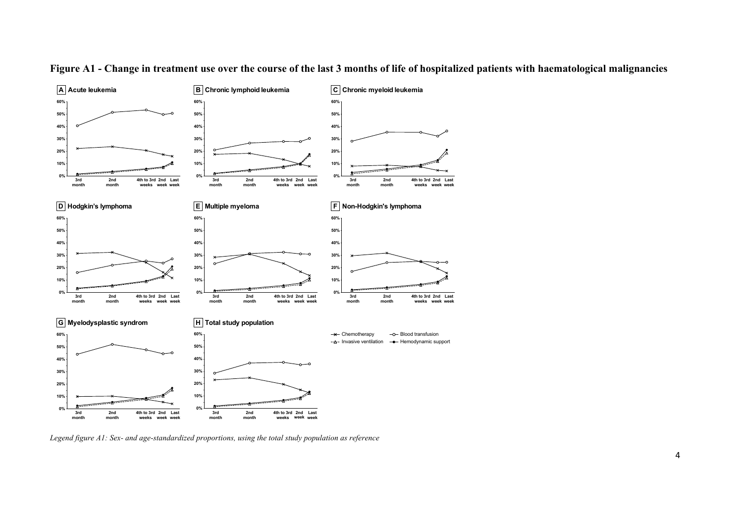**Figure A1 - Change in treatment use over the course of the last 3 months of life of hospitalized patients with haematological malignancies**

*Legend figure A1: Sex- and age-standardized proportions, using the total study population as reference*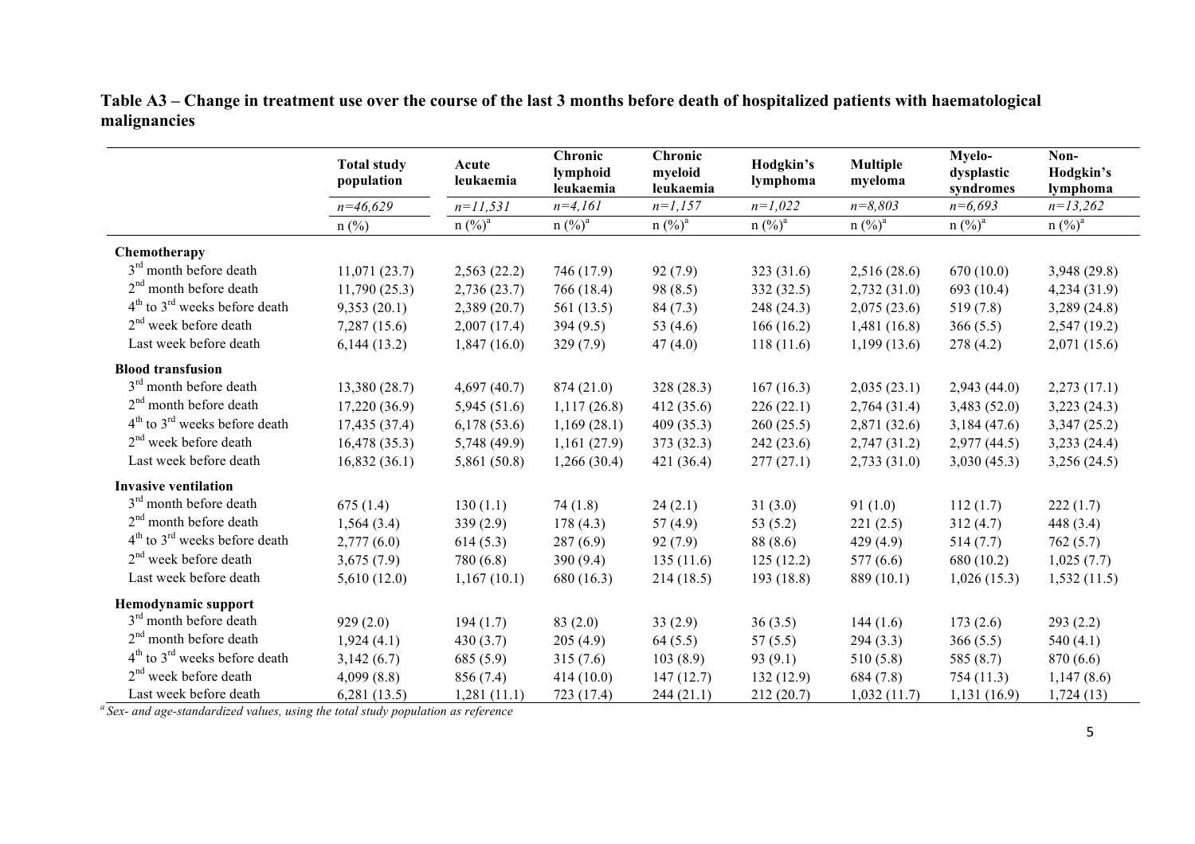**Table A3 – Change in treatment use over the course of the last 3 months before death of hospitalized patients with haematological malignancies**

| | Total study population | Acute leukaemia | Chronic lymphoid leukaemia | Chronic myeloid leukaemia | Hodgkin's lymphoma | Multiple myeloma | Myelo-dysplastic syndromes | Non-Hodgkin's lymphoma |
|---|---|---|---|---|---|---|---|---|
| | *n=46,629* | *n=11,531* | *n=4,161* | *n=1,157* | *n=1,022* | *n=8,803* | *n=6,693* | *n=13,262* |
| | n (%) | n (%)[a] | n (%)[a] | n (%)[a] | n (%)[a] | n (%)[a] | n (%)[a] | n (%)[a] |
| **Chemotherapy** | | | | | | | | |
| 3rd month before death | 11,071 (23.7) | 2,563 (22.2) | 746 (17.9) | 92 (7.9) | 323 (31.6) | 2,516 (28.6) | 670 (10.0) | 3,948 (29.8) |
| 2nd month before death | 11,790 (25.3) | 2,736 (23.7) | 766 (18.4) | 98 (8.5) | 332 (32.5) | 2,732 (31.0) | 693 (10.4) | 4,234 (31.9) |
| 4th to 3rd weeks before death | 9,353 (20.1) | 2,389 (20.7) | 561 (13.5) | 84 (7.3) | 248 (24.3) | 2,075 (23.6) | 519 (7.8) | 3,289 (24.8) |
| 2nd week before death | 7,287 (15.6) | 2,007 (17.4) | 394 (9.5) | 53 (4.6) | 166 (16.2) | 1,481 (16.8) | 366 (5.5) | 2,547 (19.2) |
| Last week before death | 6,144 (13.2) | 1,847 (16.0) | 329 (7.9) | 47 (4.0) | 118 (11.6) | 1,199 (13.6) | 278 (4.2) | 2,071 (15.6) |
| **Blood transfusion** | | | | | | | | |
| 3rd month before death | 13,380 (28.7) | 4,697 (40.7) | 874 (21.0) | 328 (28.3) | 167 (16.3) | 2,035 (23.1) | 2,943 (44.0) | 2,273 (17.1) |
| 2nd month before death | 17,220 (36.9) | 5,945 (51.6) | 1,117 (26.8) | 412 (35.6) | 226 (22.1) | 2,764 (31.4) | 3,483 (52.0) | 3,223 (24.3) |
| 4th to 3rd weeks before death | 17,435 (37.4) | 6,178 (53.6) | 1,169 (28.1) | 409 (35.3) | 260 (25.5) | 2,871 (32.6) | 3,184 (47.6) | 3,347 (25.2) |
| 2nd week before death | 16,478 (35.3) | 5,748 (49.9) | 1,161 (27.9) | 373 (32.3) | 242 (23.6) | 2,747 (31.2) | 2,977 (44.5) | 3,233 (24.4) |
| Last week before death | 16,832 (36.1) | 5,861 (50.8) | 1,266 (30.4) | 421 (36.4) | 277 (27.1) | 2,733 (31.0) | 3,030 (45.3) | 3,256 (24.5) |
| **Invasive ventilation** | | | | | | | | |
| 3rd month before death | 675 (1.4) | 130 (1.1) | 74 (1.8) | 24 (2.1) | 31 (3.0) | 91 (1.0) | 112 (1.7) | 222 (1.7) |
| 2nd month before death | 1,564 (3.4) | 339 (2.9) | 178 (4.3) | 57 (4.9) | 53 (5.2) | 221 (2.5) | 312 (4.7) | 448 (3.4) |
| 4th to 3rd weeks before death | 2,777 (6.0) | 614 (5.3) | 287 (6.9) | 92 (7.9) | 88 (8.6) | 429 (4.9) | 514 (7.7) | 762 (5.7) |
| 2nd week before death | 3,675 (7.9) | 780 (6.8) | 390 (9.4) | 135 (11.6) | 125 (12.2) | 577 (6.6) | 680 (10.2) | 1,025 (7.7) |
| Last week before death | 5,610 (12.0) | 1,167 (10.1) | 680 (16.3) | 214 (18.5) | 193 (18.8) | 889 (10.1) | 1,026 (15.3) | 1,532 (11.5) |
| **Hemodynamic support** | | | | | | | | |
| 3rd month before death | 929 (2.0) | 194 (1.7) | 83 (2.0) | 33 (2.9) | 36 (3.5) | 144 (1.6) | 173 (2.6) | 293 (2.2) |
| 2nd month before death | 1,924 (4.1) | 430 (3.7) | 205 (4.9) | 64 (5.5) | 57 (5.5) | 294 (3.3) | 366 (5.5) | 540 (4.1) |
| 4th to 3rd weeks before death | 3,142 (6.7) | 685 (5.9) | 315 (7.6) | 103 (8.9) | 93 (9.1) | 510 (5.8) | 585 (8.7) | 870 (6.6) |
| 2nd week before death | 4,099 (8.8) | 856 (7.4) | 414 (10.0) | 147 (12.7) | 132 (12.9) | 684 (7.8) | 754 (11.3) | 1,147 (8.6) |
| Last week before death | 6,281 (13.5) | 1,281 (11.1) | 723 (17.4) | 244 (21.1) | 212 (20.7) | 1,032 (11.7) | 1,131 (16.9) | 1,724 (13) |

[a] *Sex- and age-standardized values, using the total study population as reference*